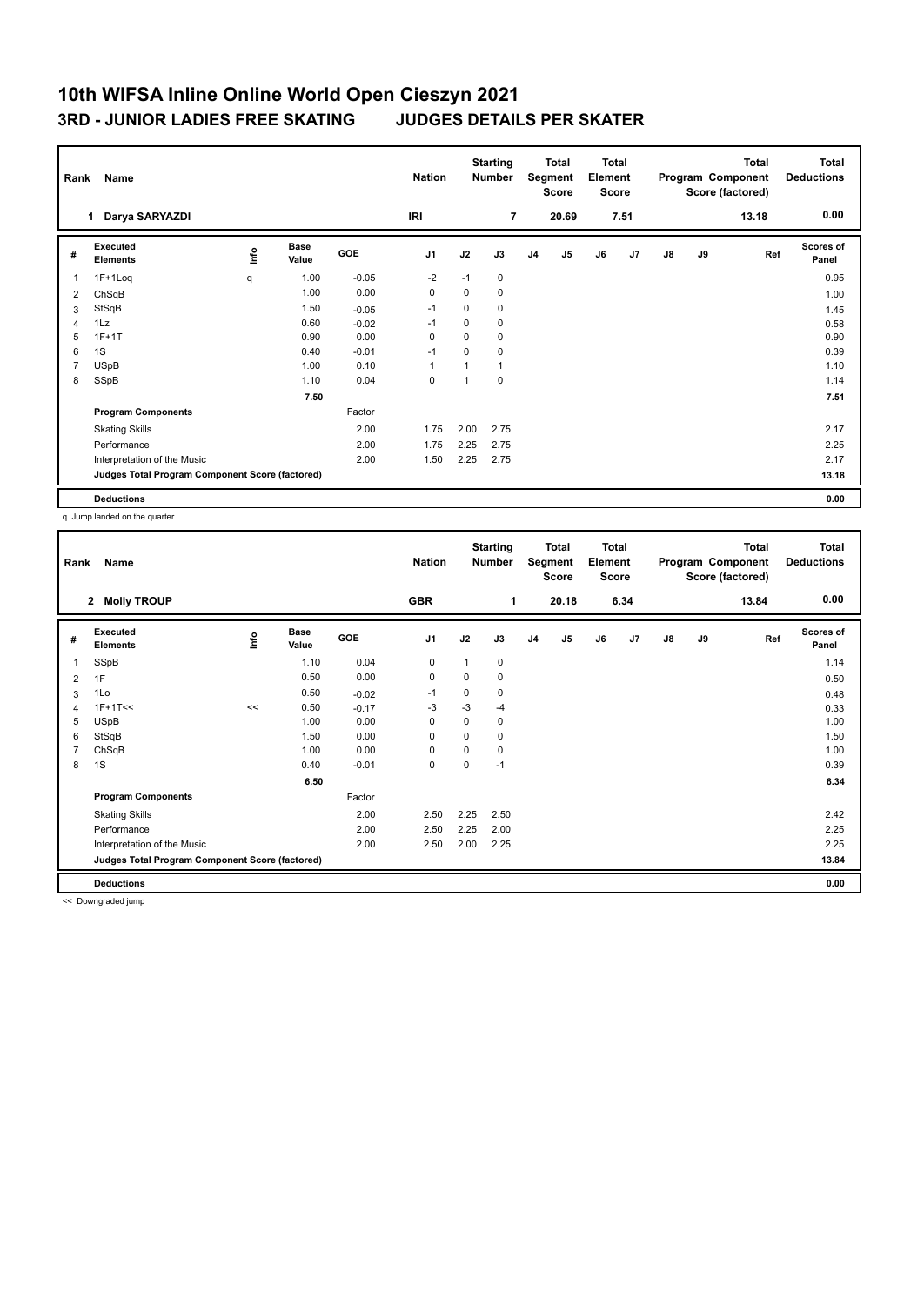# 10th WIFSA Inline Online World Open Cieszyn 2021

## 3RD - JUNIOR LADIES FREE SKATING    JUDGES DETAILS PER SKATER

| Rank | Name | Nation | Starting Number | Total Segment Score | Total Element Score | Total Program Component Score (factored) | Total Deductions |
|---|---|---|---|---|---|---|---|
| 1 | Darya SARYAZDI | IRI | 7 | 20.69 | 7.51 | 13.18 | 0.00 |

| # | Executed Elements | Info | Base Value | GOE | J1 | J2 | J3 | J4 | J5 | J6 | J7 | J8 | J9 | Ref | Scores of Panel |
|---|---|---|---|---|---|---|---|---|---|---|---|---|---|---|---|
| 1 | 1F+1Loq | q | 1.00 | -0.05 | -2 | -1 | 0 | | | | | | | | 0.95 |
| 2 | ChSqB | | 1.00 | 0.00 | 0 | 0 | 0 | | | | | | | | 1.00 |
| 3 | StSqB | | 1.50 | -0.05 | -1 | 0 | 0 | | | | | | | | 1.45 |
| 4 | 1Lz | | 0.60 | -0.02 | -1 | 0 | 0 | | | | | | | | 0.58 |
| 5 | 1F+1T | | 0.90 | 0.00 | 0 | 0 | 0 | | | | | | | | 0.90 |
| 6 | 1S | | 0.40 | -0.01 | -1 | 0 | 0 | | | | | | | | 0.39 |
| 7 | USpB | | 1.00 | 0.10 | 1 | 1 | 1 | | | | | | | | 1.10 |
| 8 | SSpB | | 1.10 | 0.04 | 0 | 1 | 0 | | | | | | | | 1.14 |
| | | | 7.50 | | | | | | | | | | | | 7.51 |
| | **Program Components** | | | Factor | | | | | | | | | | | |
| | Skating Skills | | | 2.00 | 1.75 | 2.00 | 2.75 | | | | | | | | 2.17 |
| | Performance | | | 2.00 | 1.75 | 2.25 | 2.75 | | | | | | | | 2.25 |
| | Interpretation of the Music | | | 2.00 | 1.50 | 2.25 | 2.75 | | | | | | | | 2.17 |
| | **Judges Total Program Component Score (factored)** | | | | | | | | | | | | | | 13.18 |
| | **Deductions** | | | | | | | | | | | | | | 0.00 |

q Jump landed on the quarter

| Rank | Name | Nation | Starting Number | Total Segment Score | Total Element Score | Total Program Component Score (factored) | Total Deductions |
|---|---|---|---|---|---|---|---|
| 2 | Molly TROUP | GBR | 1 | 20.18 | 6.34 | 13.84 | 0.00 |

| # | Executed Elements | Info | Base Value | GOE | J1 | J2 | J3 | J4 | J5 | J6 | J7 | J8 | J9 | Ref | Scores of Panel |
|---|---|---|---|---|---|---|---|---|---|---|---|---|---|---|---|
| 1 | SSpB | | 1.10 | 0.04 | 0 | 1 | 0 | | | | | | | | 1.14 |
| 2 | 1F | | 0.50 | 0.00 | 0 | 0 | 0 | | | | | | | | 0.50 |
| 3 | 1Lo | | 0.50 | -0.02 | -1 | 0 | 0 | | | | | | | | 0.48 |
| 4 | 1F+1T<< | << | 0.50 | -0.17 | -3 | -3 | -4 | | | | | | | | 0.33 |
| 5 | USpB | | 1.00 | 0.00 | 0 | 0 | 0 | | | | | | | | 1.00 |
| 6 | StSqB | | 1.50 | 0.00 | 0 | 0 | 0 | | | | | | | | 1.50 |
| 7 | ChSqB | | 1.00 | 0.00 | 0 | 0 | 0 | | | | | | | | 1.00 |
| 8 | 1S | | 0.40 | -0.01 | 0 | 0 | -1 | | | | | | | | 0.39 |
| | | | 6.50 | | | | | | | | | | | | 6.34 |
| | **Program Components** | | | Factor | | | | | | | | | | | |
| | Skating Skills | | | 2.00 | 2.50 | 2.25 | 2.50 | | | | | | | | 2.42 |
| | Performance | | | 2.00 | 2.50 | 2.25 | 2.00 | | | | | | | | 2.25 |
| | Interpretation of the Music | | | 2.00 | 2.50 | 2.00 | 2.25 | | | | | | | | 2.25 |
| | **Judges Total Program Component Score (factored)** | | | | | | | | | | | | | | 13.84 |
| | **Deductions** | | | | | | | | | | | | | | 0.00 |

<< Downgraded jump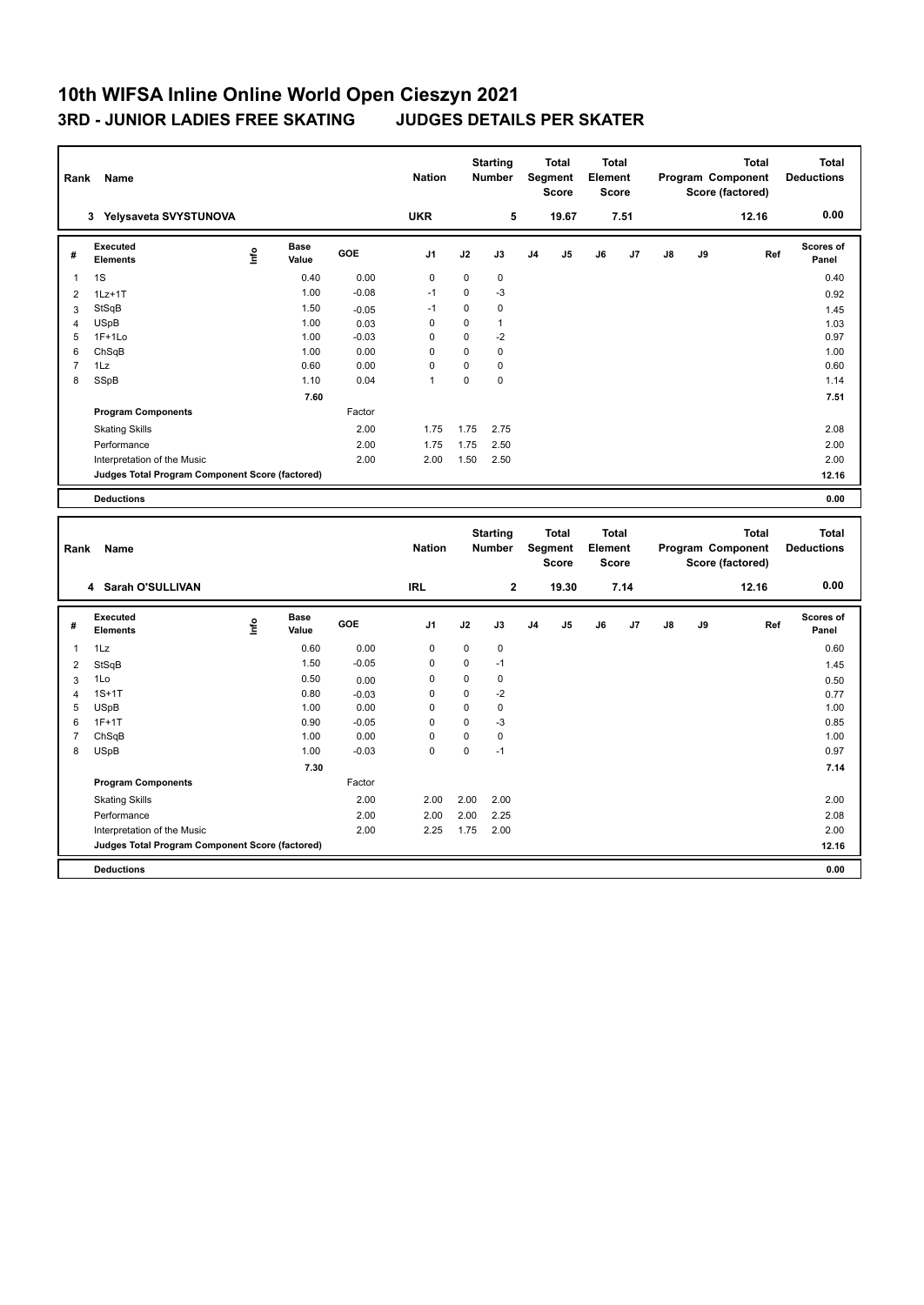# 10th WIFSA Inline Online World Open Cieszyn 2021

## 3RD - JUNIOR LADIES FREE SKATING JUDGES DETAILS PER SKATER

| Rank | Name | Nation | Starting Number | Total Segment Score | Total Element Score | Total Program Component Score (factored) | Total Deductions |
|---|---|---|---|---|---|---|---|
| 3 | Yelysaveta SVYSTUNOVA | UKR | 5 | 19.67 | 7.51 | 12.16 | 0.00 |

| # | Executed Elements | Info | Base Value | GOE | J1 | J2 | J3 | J4 | J5 | J6 | J7 | J8 | J9 | Ref | Scores of Panel |
|---|---|---|---|---|---|---|---|---|---|---|---|---|---|---|---|
| 1 | 1S | | 0.40 | 0.00 | 0 | 0 | 0 | | | | | | | | 0.40 |
| 2 | 1Lz+1T | | 1.00 | -0.08 | -1 | 0 | -3 | | | | | | | | 0.92 |
| 3 | StSqB | | 1.50 | -0.05 | -1 | 0 | 0 | | | | | | | | 1.45 |
| 4 | USpB | | 1.00 | 0.03 | 0 | 0 | 1 | | | | | | | | 1.03 |
| 5 | 1F+1Lo | | 1.00 | -0.03 | 0 | 0 | -2 | | | | | | | | 0.97 |
| 6 | ChSqB | | 1.00 | 0.00 | 0 | 0 | 0 | | | | | | | | 1.00 |
| 7 | 1Lz | | 0.60 | 0.00 | 0 | 0 | 0 | | | | | | | | 0.60 |
| 8 | SSpB | | 1.10 | 0.04 | 1 | 0 | 0 | | | | | | | | 1.14 |
| | | | 7.60 | | | | | | | | | | | | 7.51 |
| | **Program Components** | | | Factor | | | | | | | | | | | |
| | Skating Skills | | | 2.00 | 1.75 | 1.75 | 2.75 | | | | | | | | 2.08 |
| | Performance | | | 2.00 | 1.75 | 1.75 | 2.50 | | | | | | | | 2.00 |
| | Interpretation of the Music | | | 2.00 | 2.00 | 1.50 | 2.50 | | | | | | | | 2.00 |
| | **Judges Total Program Component Score (factored)** | | | | | | | | | | | | | | 12.16 |
| | **Deductions** | | | | | | | | | | | | | | 0.00 |

| Rank | Name | Nation | Starting Number | Total Segment Score | Total Element Score | Total Program Component Score (factored) | Total Deductions |
|---|---|---|---|---|---|---|---|
| 4 | Sarah O'SULLIVAN | IRL | 2 | 19.30 | 7.14 | 12.16 | 0.00 |

| # | Executed Elements | Info | Base Value | GOE | J1 | J2 | J3 | J4 | J5 | J6 | J7 | J8 | J9 | Ref | Scores of Panel |
|---|---|---|---|---|---|---|---|---|---|---|---|---|---|---|---|
| 1 | 1Lz | | 0.60 | 0.00 | 0 | 0 | 0 | | | | | | | | 0.60 |
| 2 | StSqB | | 1.50 | -0.05 | 0 | 0 | -1 | | | | | | | | 1.45 |
| 3 | 1Lo | | 0.50 | 0.00 | 0 | 0 | 0 | | | | | | | | 0.50 |
| 4 | 1S+1T | | 0.80 | -0.03 | 0 | 0 | -2 | | | | | | | | 0.77 |
| 5 | USpB | | 1.00 | 0.00 | 0 | 0 | 0 | | | | | | | | 1.00 |
| 6 | 1F+1T | | 0.90 | -0.05 | 0 | 0 | -3 | | | | | | | | 0.85 |
| 7 | ChSqB | | 1.00 | 0.00 | 0 | 0 | 0 | | | | | | | | 1.00 |
| 8 | USpB | | 1.00 | -0.03 | 0 | 0 | -1 | | | | | | | | 0.97 |
| | | | 7.30 | | | | | | | | | | | | 7.14 |
| | **Program Components** | | | Factor | | | | | | | | | | | |
| | Skating Skills | | | 2.00 | 2.00 | 2.00 | 2.00 | | | | | | | | 2.00 |
| | Performance | | | 2.00 | 2.00 | 2.00 | 2.25 | | | | | | | | 2.08 |
| | Interpretation of the Music | | | 2.00 | 2.25 | 1.75 | 2.00 | | | | | | | | 2.00 |
| | **Judges Total Program Component Score (factored)** | | | | | | | | | | | | | | 12.16 |
| | **Deductions** | | | | | | | | | | | | | | 0.00 |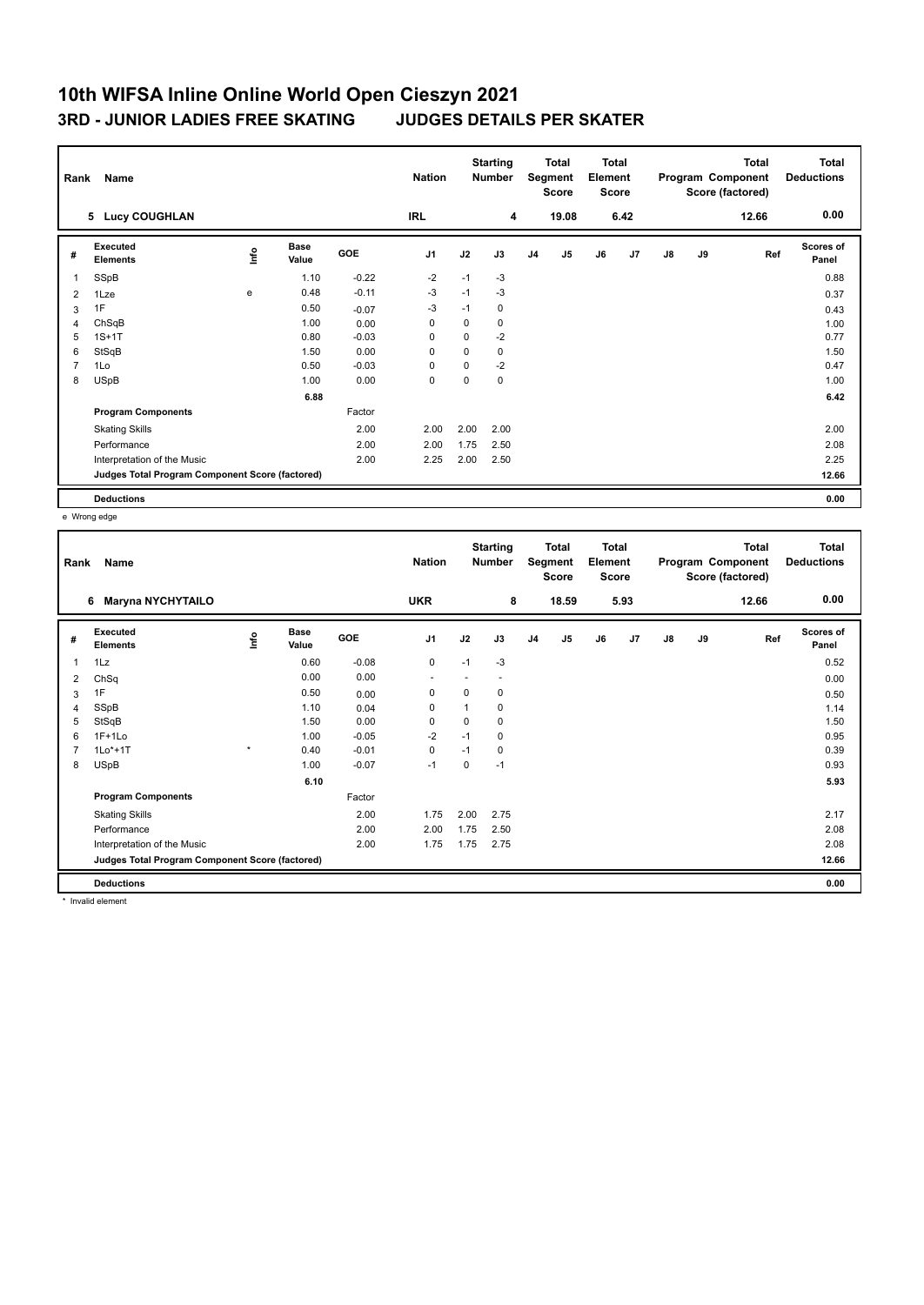# 10th WIFSA Inline Online World Open Cieszyn 2021

## 3RD - JUNIOR LADIES FREE SKATING JUDGES DETAILS PER SKATER

| Rank | Name | Nation | Starting Number | Total Segment Score | Total Element Score | Total Program Component Score (factored) | Total Deductions |
|---|---|---|---|---|---|---|---|
| 5 | Lucy COUGHLAN | IRL | 4 | 19.08 | 6.42 | 12.66 | 0.00 |

| # | Executed Elements | Info | Base Value | GOE | J1 | J2 | J3 | J4 | J5 | J6 | J7 | J8 | J9 | Ref | Scores of Panel |
|---|---|---|---|---|---|---|---|---|---|---|---|---|---|---|---|
| 1 | SSpB | | 1.10 | -0.22 | -2 | -1 | -3 | | | | | | | | 0.88 |
| 2 | 1Lze | e | 0.48 | -0.11 | -3 | -1 | -3 | | | | | | | | 0.37 |
| 3 | 1F | | 0.50 | -0.07 | -3 | -1 | 0 | | | | | | | | 0.43 |
| 4 | ChSqB | | 1.00 | 0.00 | 0 | 0 | 0 | | | | | | | | 1.00 |
| 5 | 1S+1T | | 0.80 | -0.03 | 0 | 0 | -2 | | | | | | | | 0.77 |
| 6 | StSqB | | 1.50 | 0.00 | 0 | 0 | 0 | | | | | | | | 1.50 |
| 7 | 1Lo | | 0.50 | -0.03 | 0 | 0 | -2 | | | | | | | | 0.47 |
| 8 | USpB | | 1.00 | 0.00 | 0 | 0 | 0 | | | | | | | | 1.00 |
| | | | 6.88 | | | | | | | | | | | | 6.42 |
| | **Program Components** | | | Factor | | | | | | | | | | | |
| | Skating Skills | | | 2.00 | 2.00 | 2.00 | 2.00 | | | | | | | | 2.00 |
| | Performance | | | 2.00 | 2.00 | 1.75 | 2.50 | | | | | | | | 2.08 |
| | Interpretation of the Music | | | 2.00 | 2.25 | 2.00 | 2.50 | | | | | | | | 2.25 |
| | **Judges Total Program Component Score (factored)** | | | | | | | | | | | | | | 12.66 |
| | **Deductions** | | | | | | | | | | | | | | 0.00 |

e Wrong edge

| Rank | Name | Nation | Starting Number | Total Segment Score | Total Element Score | Total Program Component Score (factored) | Total Deductions |
|---|---|---|---|---|---|---|---|
| 6 | Maryna NYCHYTAILO | UKR | 8 | 18.59 | 5.93 | 12.66 | 0.00 |

| # | Executed Elements | Info | Base Value | GOE | J1 | J2 | J3 | J4 | J5 | J6 | J7 | J8 | J9 | Ref | Scores of Panel |
|---|---|---|---|---|---|---|---|---|---|---|---|---|---|---|---|
| 1 | 1Lz | | 0.60 | -0.08 | 0 | -1 | -3 | | | | | | | | 0.52 |
| 2 | ChSq | | 0.00 | 0.00 | - | - | - | | | | | | | | 0.00 |
| 3 | 1F | | 0.50 | 0.00 | 0 | 0 | 0 | | | | | | | | 0.50 |
| 4 | SSpB | | 1.10 | 0.04 | 0 | 1 | 0 | | | | | | | | 1.14 |
| 5 | StSqB | | 1.50 | 0.00 | 0 | 0 | 0 | | | | | | | | 1.50 |
| 6 | 1F+1Lo | | 1.00 | -0.05 | -2 | -1 | 0 | | | | | | | | 0.95 |
| 7 | 1Lo*+1T | * | 0.40 | -0.01 | 0 | -1 | 0 | | | | | | | | 0.39 |
| 8 | USpB | | 1.00 | -0.07 | -1 | 0 | -1 | | | | | | | | 0.93 |
| | | | 6.10 | | | | | | | | | | | | 5.93 |
| | **Program Components** | | | Factor | | | | | | | | | | | |
| | Skating Skills | | | 2.00 | 1.75 | 2.00 | 2.75 | | | | | | | | 2.17 |
| | Performance | | | 2.00 | 2.00 | 1.75 | 2.50 | | | | | | | | 2.08 |
| | Interpretation of the Music | | | 2.00 | 1.75 | 1.75 | 2.75 | | | | | | | | 2.08 |
| | **Judges Total Program Component Score (factored)** | | | | | | | | | | | | | | 12.66 |
| | **Deductions** | | | | | | | | | | | | | | 0.00 |

* Invalid element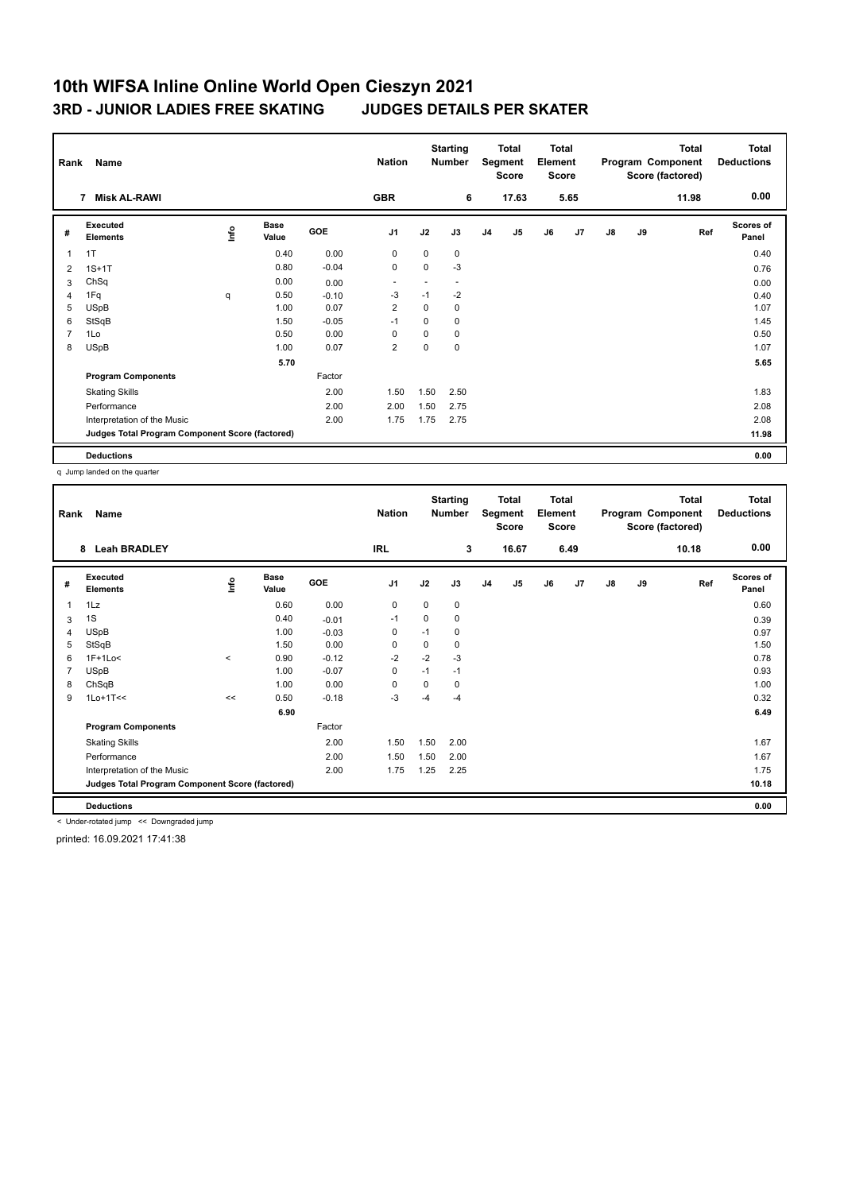# 10th WIFSA Inline Online World Open Cieszyn 2021

## 3RD - JUNIOR LADIES FREE SKATING JUDGES DETAILS PER SKATER

| Rank | Name | Nation | Starting Number | Total Segment Score | Total Element Score | Total Program Component Score (factored) | Total Deductions |
|---|---|---|---|---|---|---|---|
| 7 | Misk AL-RAWI | GBR | 6 | 17.63 | 5.65 | 11.98 | 0.00 |

| # | Executed Elements | Info | Base Value | GOE | J1 | J2 | J3 | J4 | J5 | J6 | J7 | J8 | J9 | Ref | Scores of Panel |
|---|---|---|---|---|---|---|---|---|---|---|---|---|---|---|---|
| 1 | 1T | | 0.40 | 0.00 | 0 | 0 | 0 | | | | | | | | 0.40 |
| 2 | 1S+1T | | 0.80 | -0.04 | 0 | 0 | -3 | | | | | | | | 0.76 |
| 3 | ChSq | | 0.00 | 0.00 | - | - | - | | | | | | | | 0.00 |
| 4 | 1Fq | q | 0.50 | -0.10 | -3 | -1 | -2 | | | | | | | | 0.40 |
| 5 | USpB | | 1.00 | 0.07 | 2 | 0 | 0 | | | | | | | | 1.07 |
| 6 | StSqB | | 1.50 | -0.05 | -1 | 0 | 0 | | | | | | | | 1.45 |
| 7 | 1Lo | | 0.50 | 0.00 | 0 | 0 | 0 | | | | | | | | 0.50 |
| 8 | USpB | | 1.00 | 0.07 | 2 | 0 | 0 | | | | | | | | 1.07 |
| | | | 5.70 | | | | | | | | | | | | 5.65 |
| | **Program Components** | | | Factor | | | | | | | | | | | |
| | Skating Skills | | | 2.00 | 1.50 | 1.50 | 2.50 | | | | | | | | 1.83 |
| | Performance | | | 2.00 | 2.00 | 1.50 | 2.75 | | | | | | | | 2.08 |
| | Interpretation of the Music | | | 2.00 | 1.75 | 1.75 | 2.75 | | | | | | | | 2.08 |
| | **Judges Total Program Component Score (factored)** | | | | | | | | | | | | | | 11.98 |
| | **Deductions** | | | | | | | | | | | | | | 0.00 |

q Jump landed on the quarter

| Rank | Name | Nation | Starting Number | Total Segment Score | Total Element Score | Total Program Component Score (factored) | Total Deductions |
|---|---|---|---|---|---|---|---|
| 8 | Leah BRADLEY | IRL | 3 | 16.67 | 6.49 | 10.18 | 0.00 |

| # | Executed Elements | Info | Base Value | GOE | J1 | J2 | J3 | J4 | J5 | J6 | J7 | J8 | J9 | Ref | Scores of Panel |
|---|---|---|---|---|---|---|---|---|---|---|---|---|---|---|---|
| 1 | 1Lz | | 0.60 | 0.00 | 0 | 0 | 0 | | | | | | | | 0.60 |
| 3 | 1S | | 0.40 | -0.01 | -1 | 0 | 0 | | | | | | | | 0.39 |
| 4 | USpB | | 1.00 | -0.03 | 0 | -1 | 0 | | | | | | | | 0.97 |
| 5 | StSqB | | 1.50 | 0.00 | 0 | 0 | 0 | | | | | | | | 1.50 |
| 6 | 1F+1Lo< | < | 0.90 | -0.12 | -2 | -2 | -3 | | | | | | | | 0.78 |
| 7 | USpB | | 1.00 | -0.07 | 0 | -1 | -1 | | | | | | | | 0.93 |
| 8 | ChSqB | | 1.00 | 0.00 | 0 | 0 | 0 | | | | | | | | 1.00 |
| 9 | 1Lo+1T<< | << | 0.50 | -0.18 | -3 | -4 | -4 | | | | | | | | 0.32 |
| | | | 6.90 | | | | | | | | | | | | 6.49 |
| | **Program Components** | | | Factor | | | | | | | | | | | |
| | Skating Skills | | | 2.00 | 1.50 | 1.50 | 2.00 | | | | | | | | 1.67 |
| | Performance | | | 2.00 | 1.50 | 1.50 | 2.00 | | | | | | | | 1.67 |
| | Interpretation of the Music | | | 2.00 | 1.75 | 1.25 | 2.25 | | | | | | | | 1.75 |
| | **Judges Total Program Component Score (factored)** | | | | | | | | | | | | | | 10.18 |
| | **Deductions** | | | | | | | | | | | | | | 0.00 |

< Under-rotated jump << Downgraded jump

printed: 16.09.2021 17:41:38